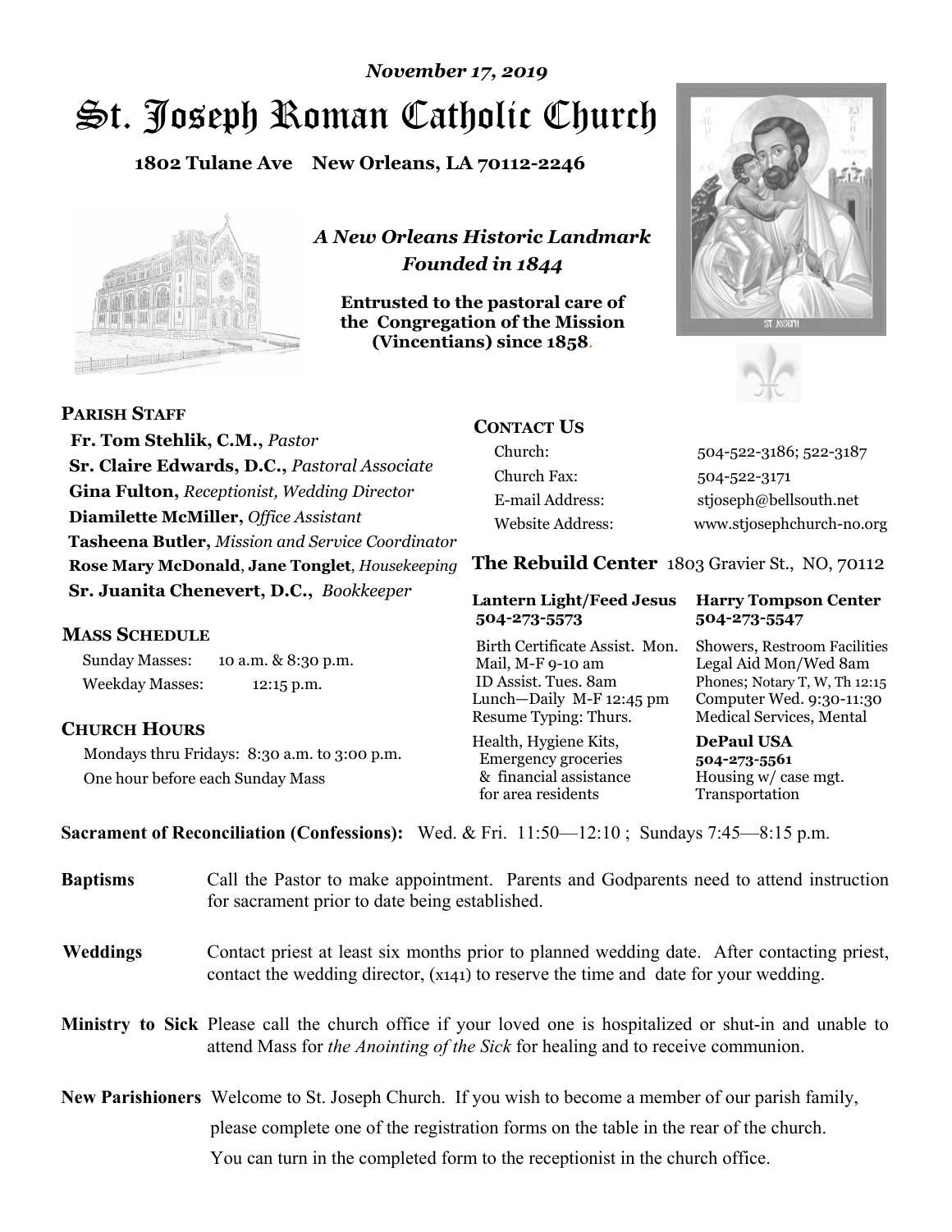*November 17, 2019*

# St. Joseph Roman Catholic Church

**1802 Tulane Ave New Orleans, LA 70112-2246**

*A New Orleans Historic Landmark*
*Founded in 1844*

**Entrusted to the pastoral care of the Congregation of the Mission (Vincentians) since 1858.**

## PARISH STAFF

**Fr. Tom Stehlik, C.M.,** *Pastor*
**Sr. Claire Edwards, D.C.,** *Pastoral Associate*
**Gina Fulton,** *Receptionist, Wedding Director*
**Diamilette McMiller,** *Office Assistant*
**Tasheena Butler,** *Mission and Service Coordinator*
**Rose Mary McDonald**, **Jane Tonglet**, *Housekeeping*
**Sr. Juanita Chenevert, D.C.,** *Bookkeeper*

## MASS SCHEDULE

Sunday Masses: 10 a.m. & 8:30 p.m.
Weekday Masses: 12:15 p.m.

## CHURCH HOURS

Mondays thru Fridays: 8:30 a.m. to 3:00 p.m.
One hour before each Sunday Mass

## CONTACT US

| | |
|---|---|
| Church: | 504-522-3186; 522-3187 |
| Church Fax: | 504-522-3171 |
| E-mail Address: | stjoseph@bellsouth.net |
| Website Address: | www.stjosephchurch-no.org |

## The Rebuild Center 1803 Gravier St., NO, 70112

**Lantern Light/Feed Jesus 504-273-5573**

Birth Certificate Assist. Mon.
Mail, M-F 9-10 am
ID Assist. Tues. 8am
Lunch—Daily M-F 12:45 pm
Resume Typing: Thurs.

Health, Hygiene Kits, Emergency groceries & financial assistance for area residents

**Harry Tompson Center 504-273-5547**

Showers, Restroom Facilities
Legal Aid Mon/Wed 8am
Phones; Notary T, W, Th 12:15
Computer Wed. 9:30-11:30
Medical Services, Mental

**DePaul USA 504-273-5561**

Housing w/ case mgt.
Transportation

**Sacrament of Reconciliation (Confessions):** Wed. & Fri. 11:50—12:10 ; Sundays 7:45—8:15 p.m.

**Baptisms** Call the Pastor to make appointment. Parents and Godparents need to attend instruction for sacrament prior to date being established.

**Weddings** Contact priest at least six months prior to planned wedding date. After contacting priest, contact the wedding director, (x141) to reserve the time and date for your wedding.

**Ministry to Sick** Please call the church office if your loved one is hospitalized or shut-in and unable to attend Mass for *the Anointing of the Sick* for healing and to receive communion.

**New Parishioners** Welcome to St. Joseph Church. If you wish to become a member of our parish family, please complete one of the registration forms on the table in the rear of the church. You can turn in the completed form to the receptionist in the church office.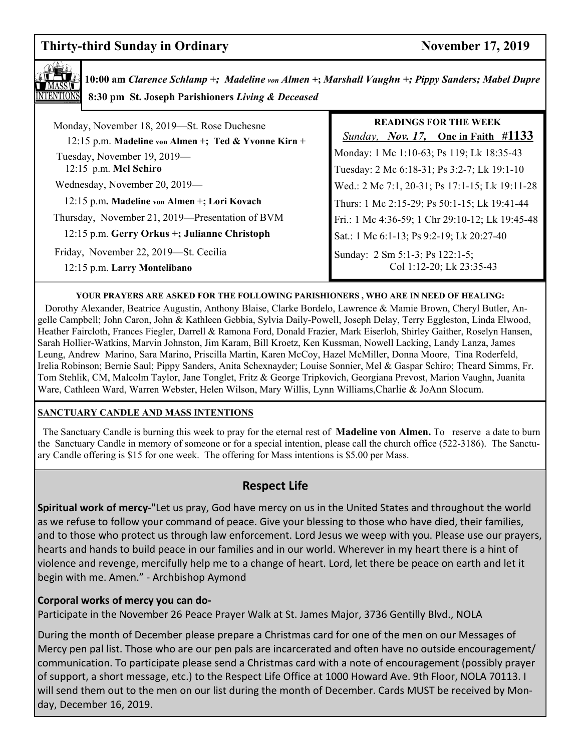## Thirty-third Sunday in Ordinary — November 17, 2019

**MASS INTENTIONS**

**10:00 am** *Clarence Schlamp +; Madeline von Almen +; Marshall Vaughn +; Pippy Sanders; Mabel Dupre*

**8:30 pm St. Joseph Parishioners** *Living & Deceased*

Monday, November 18, 2019—St. Rose Duchesne
12:15 p.m. **Madeline von Almen +; Ted & Yvonne Kirn +**

Tuesday, November 19, 2019—
12:15 p.m. **Mel Schiro**

Wednesday, November 20, 2019—
12:15 p.m**. Madeline von Almen +; Lori Kovach**

Thursday, November 21, 2019—Presentation of BVM
12:15 p.m. **Gerry Orkus +; Julianne Christoph**

Friday, November 22, 2019—St. Cecilia
12:15 p.m. **Larry Montelibano**

**READINGS FOR THE WEEK**

*Sunday, Nov. 17,* **One in Faith #1133**

Monday: 1 Mc 1:10-63; Ps 119; Lk 18:35-43
Tuesday: 2 Mc 6:18-31; Ps 3:2-7; Lk 19:1-10
Wed.: 2 Mc 7:1, 20-31; Ps 17:1-15; Lk 19:11-28
Thurs: 1 Mc 2:15-29; Ps 50:1-15; Lk 19:41-44
Fri.: 1 Mc 4:36-59; 1 Chr 29:10-12; Lk 19:45-48
Sat.: 1 Mc 6:1-13; Ps 9:2-19; Lk 20:27-40
Sunday: 2 Sm 5:1-3; Ps 122:1-5; Col 1:12-20; Lk 23:35-43

**YOUR PRAYERS ARE ASKED FOR THE FOLLOWING PARISHIONERS , WHO ARE IN NEED OF HEALING:**

Dorothy Alexander, Beatrice Augustin, Anthony Blaise, Clarke Bordelo, Lawrence & Mamie Brown, Cheryl Butler, Angelle Campbell; John Caron, John & Kathleen Gebbia, Sylvia Daily-Powell, Joseph Delay, Terry Eggleston, Linda Elwood, Heather Faircloth, Frances Fiegler, Darrell & Ramona Ford, Donald Frazier, Mark Eiserloh, Shirley Gaither, Roselyn Hansen, Sarah Hollier-Watkins, Marvin Johnston, Jim Karam, Bill Kroetz, Ken Kussman, Nowell Lacking, Landy Lanza, James Leung, Andrew Marino, Sara Marino, Priscilla Martin, Karen McCoy, Hazel McMiller, Donna Moore, Tina Roderfeld, Irelia Robinson; Bernie Saul; Pippy Sanders, Anita Schexnayder; Louise Sonnier, Mel & Gaspar Schiro; Theard Simms, Fr. Tom Stehlik, CM, Malcolm Taylor, Jane Tonglet, Fritz & George Tripkovich, Georgiana Prevost, Marion Vaughn, Juanita Ware, Cathleen Ward, Warren Webster, Helen Wilson, Mary Willis, Lynn Williams,Charlie & JoAnn Slocum.

**SANCTUARY CANDLE AND MASS INTENTIONS**

The Sanctuary Candle is burning this week to pray for the eternal rest of **Madeline von Almen.** To reserve a date to burn the Sanctuary Candle in memory of someone or for a special intention, please call the church office (522-3186). The Sanctuary Candle offering is $15 for one week. The offering for Mass intentions is $5.00 per Mass.

## Respect Life

**Spiritual work of mercy**-"Let us pray, God have mercy on us in the United States and throughout the world as we refuse to follow your command of peace. Give your blessing to those who have died, their families, and to those who protect us through law enforcement. Lord Jesus we weep with you. Please use our prayers, hearts and hands to build peace in our families and in our world. Wherever in my heart there is a hint of violence and revenge, mercifully help me to a change of heart. Lord, let there be peace on earth and let it begin with me. Amen." - Archbishop Aymond

**Corporal works of mercy you can do-**

Participate in the November 26 Peace Prayer Walk at St. James Major, 3736 Gentilly Blvd., NOLA

During the month of December please prepare a Christmas card for one of the men on our Messages of Mercy pen pal list. Those who are our pen pals are incarcerated and often have no outside encouragement/communication. To participate please send a Christmas card with a note of encouragement (possibly prayer of support, a short message, etc.) to the Respect Life Office at 1000 Howard Ave. 9th Floor, NOLA 70113. I will send them out to the men on our list during the month of December. Cards MUST be received by Monday, December 16, 2019.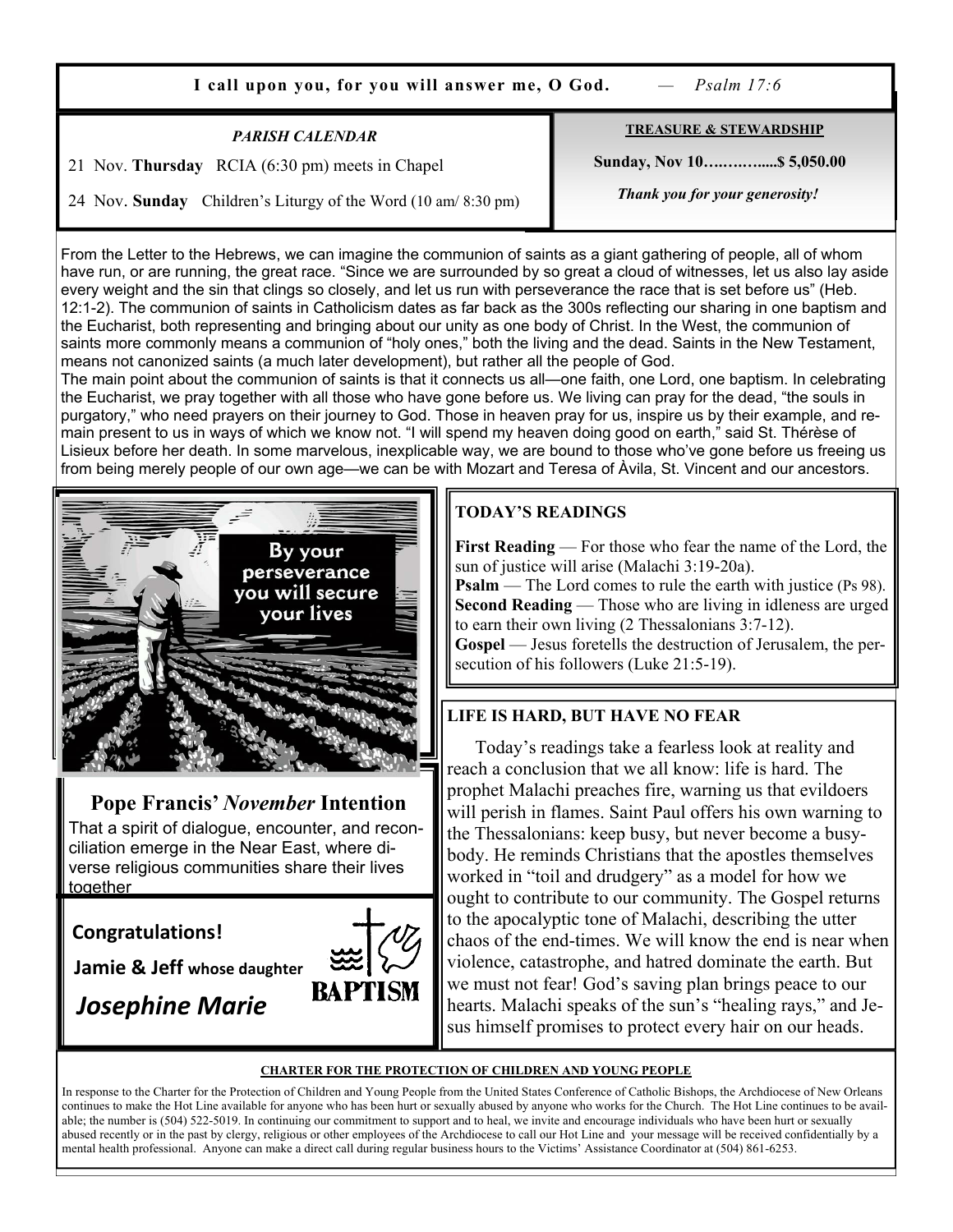**I call upon you, for you will answer me, O God.** — *Psalm 17:6*

***PARISH CALENDAR***

21 Nov. **Thursday** RCIA (6:30 pm) meets in Chapel

24 Nov. **Sunday** Children's Liturgy of the Word (10 am/ 8:30 pm)

**TREASURE & STEWARDSHIP**

**Sunday, Nov 10…..……....$ 5,050.00**

***Thank you for your generosity!***

From the Letter to the Hebrews, we can imagine the communion of saints as a giant gathering of people, all of whom have run, or are running, the great race. "Since we are surrounded by so great a cloud of witnesses, let us also lay aside every weight and the sin that clings so closely, and let us run with perseverance the race that is set before us" (Heb. 12:1-2). The communion of saints in Catholicism dates as far back as the 300s reflecting our sharing in one baptism and the Eucharist, both representing and bringing about our unity as one body of Christ. In the West, the communion of saints more commonly means a communion of "holy ones," both the living and the dead. Saints in the New Testament, means not canonized saints (a much later development), but rather all the people of God.

The main point about the communion of saints is that it connects us all—one faith, one Lord, one baptism. In celebrating the Eucharist, we pray together with all those who have gone before us. We living can pray for the dead, "the souls in purgatory," who need prayers on their journey to God. Those in heaven pray for us, inspire us by their example, and remain present to us in ways of which we know not. "I will spend my heaven doing good on earth," said St. Thérèse of Lisieux before her death. In some marvelous, inexplicable way, we are bound to those who've gone before us freeing us from being merely people of our own age—we can be with Mozart and Teresa of Àvila, St. Vincent and our ancestors.

By your perseverance you will secure your lives

## Pope Francis' *November* Intention

That a spirit of dialogue, encounter, and reconciliation emerge in the Near East, where diverse religious communities share their lives together

**Congratulations!**

**Jamie & Jeff** whose daughter

***Josephine Marie***

BAPTISM

**TODAY'S READINGS**

**First Reading** — For those who fear the name of the Lord, the sun of justice will arise (Malachi 3:19-20a).
**Psalm** — The Lord comes to rule the earth with justice (Ps 98).
**Second Reading** — Those who are living in idleness are urged to earn their own living (2 Thessalonians 3:7-12).
**Gospel** — Jesus foretells the destruction of Jerusalem, the persecution of his followers (Luke 21:5-19).

**LIFE IS HARD, BUT HAVE NO FEAR**

Today's readings take a fearless look at reality and reach a conclusion that we all know: life is hard. The prophet Malachi preaches fire, warning us that evildoers will perish in flames. Saint Paul offers his own warning to the Thessalonians: keep busy, but never become a busybody. He reminds Christians that the apostles themselves worked in "toil and drudgery" as a model for how we ought to contribute to our community. The Gospel returns to the apocalyptic tone of Malachi, describing the utter chaos of the end-times. We will know the end is near when violence, catastrophe, and hatred dominate the earth. But we must not fear! God's saving plan brings peace to our hearts. Malachi speaks of the sun's "healing rays," and Jesus himself promises to protect every hair on our heads.

**CHARTER FOR THE PROTECTION OF CHILDREN AND YOUNG PEOPLE**

In response to the Charter for the Protection of Children and Young People from the United States Conference of Catholic Bishops, the Archdiocese of New Orleans continues to make the Hot Line available for anyone who has been hurt or sexually abused by anyone who works for the Church. The Hot Line continues to be available; the number is (504) 522-5019. In continuing our commitment to support and to heal, we invite and encourage individuals who have been hurt or sexually abused recently or in the past by clergy, religious or other employees of the Archdiocese to call our Hot Line and your message will be received confidentially by a mental health professional. Anyone can make a direct call during regular business hours to the Victims' Assistance Coordinator at (504) 861-6253.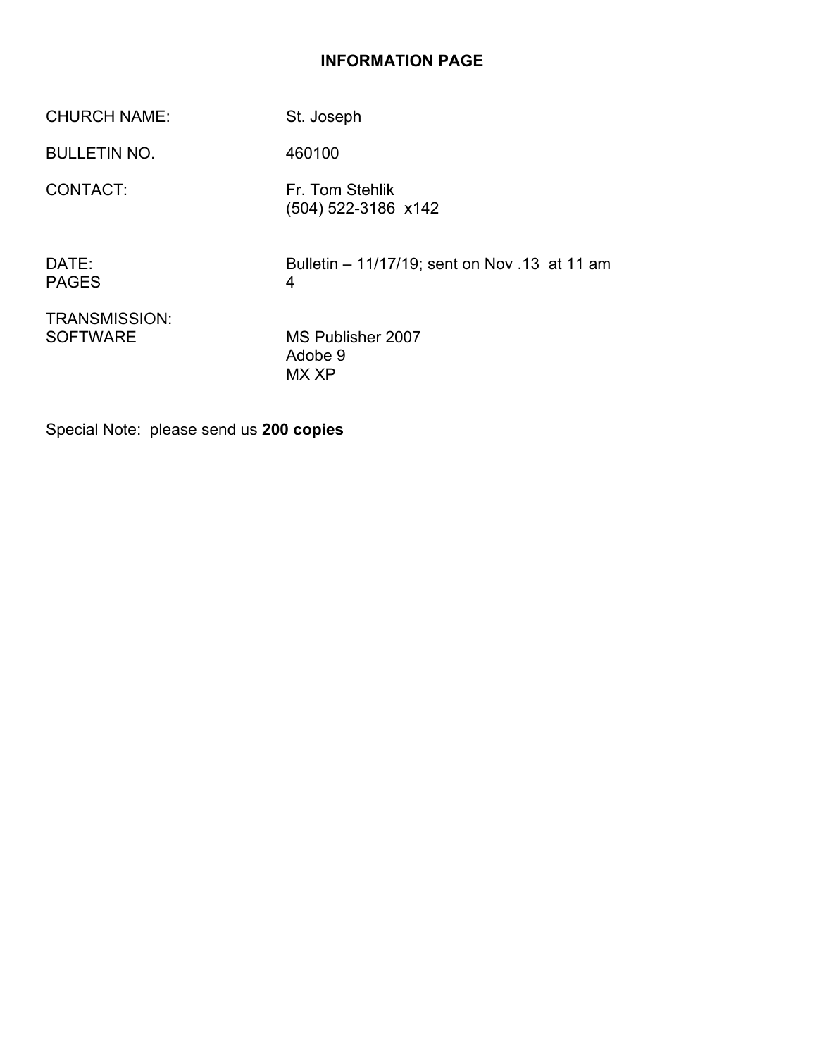# INFORMATION PAGE

| | |
|---|---|
| CHURCH NAME: | St. Joseph |
| BULLETIN NO. | 460100 |
| CONTACT: | Fr. Tom Stehlik<br>(504) 522-3186 x142 |
| DATE:<br>PAGES | Bulletin – 11/17/19; sent on Nov .13 at 11 am<br>4 |
| TRANSMISSION:<br>SOFTWARE | MS Publisher 2007<br>Adobe 9<br>MX XP |

Special Note: please send us **200 copies**